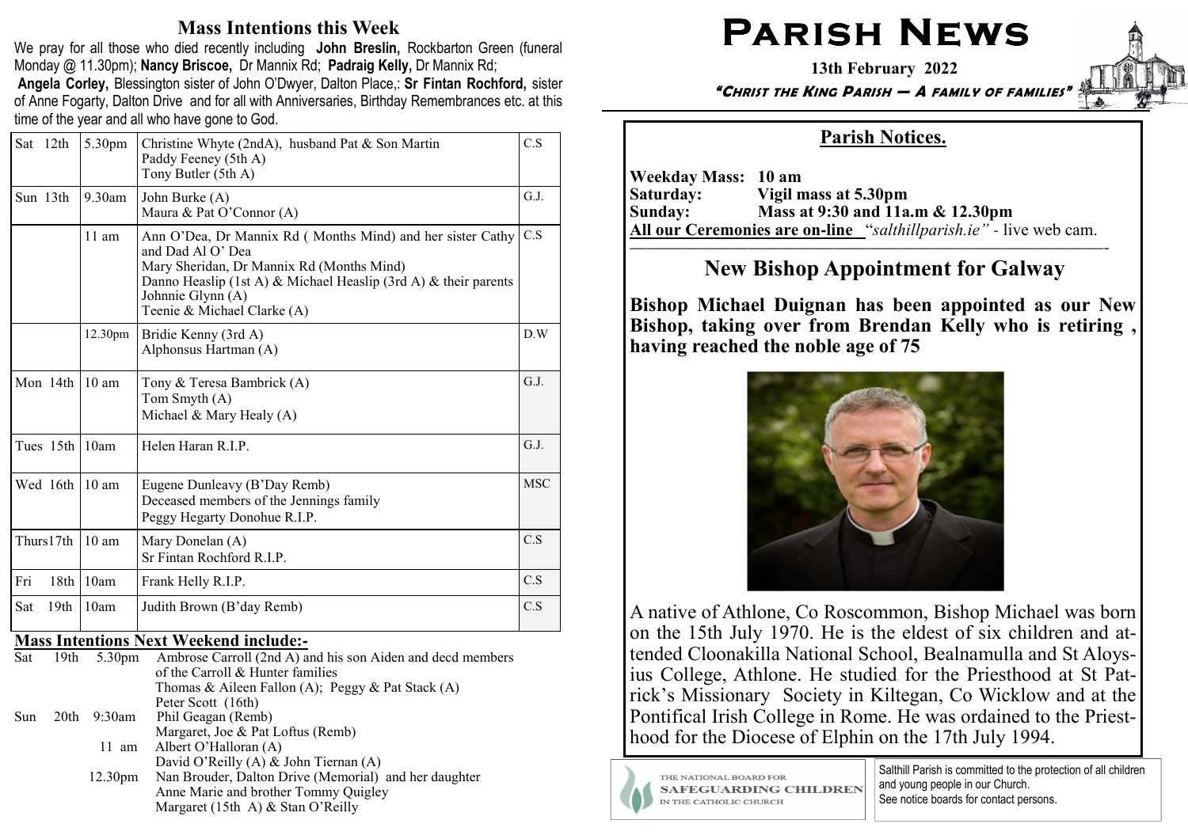# Parish News

**13th February 2022**

***"Christ the King Parish — A family of families"***

## Mass Intentions this Week

We pray for all those who died recently including **John Breslin,** Rockbarton Green (funeral Monday @ 11.30pm); **Nancy Briscoe,** Dr Mannix Rd; **Padraig Kelly,** Dr Mannix Rd; **Angela Corley,** Blessington sister of John O'Dwyer, Dalton Place,: **Sr Fintan Rochford,** sister of Anne Fogarty, Dalton Drive and for all with Anniversaries, Birthday Remembrances etc. at this time of the year and all who have gone to God.

| Day | Time | Intentions | |
|---|---|---|---|
| Sat 12th | 5.30pm | Christine Whyte (2ndA), husband Pat & Son Martin<br>Paddy Feeney (5th A)<br>Tony Butler (5th A) | C.S |
| Sun 13th | 9.30am | John Burke (A)<br>Maura & Pat O'Connor (A) | G.J. |
| | 11 am | Ann O'Dea, Dr Mannix Rd ( Months Mind) and her sister Cathy and Dad Al O' Dea<br>Mary Sheridan, Dr Mannix Rd (Months Mind)<br>Danno Heaslip (1st A) & Michael Heaslip (3rd A) & their parents<br>Johnnie Glynn (A)<br>Teenie & Michael Clarke (A) | C.S |
| | 12.30pm | Bridie Kenny (3rd A)<br>Alphonsus Hartman (A) | D.W |
| Mon 14th | 10 am | Tony & Teresa Bambrick (A)<br>Tom Smyth (A)<br>Michael & Mary Healy (A) | G.J. |
| Tues 15th | 10am | Helen Haran R.I.P. | G.J. |
| Wed 16th | 10 am | Eugene Dunleavy (B'Day Remb)<br>Deceased members of the Jennings family<br>Peggy Hegarty Donohue R.I.P. | MSC |
| Thurs17th | 10 am | Mary Donelan (A)<br>Sr Fintan Rochford R.I.P. | C.S |
| Fri 18th | 10am | Frank Helly R.I.P. | C.S |
| Sat 19th | 10am | Judith Brown (B'day Remb) | C.S |

### Mass Intentions Next Weekend include:-

| Day | Time | Intentions |
|---|---|---|
| Sat 19th | 5.30pm | Ambrose Carroll (2nd A) and his son Aiden and decd members of the Carroll & Hunter families<br>Thomas & Aileen Fallon (A); Peggy & Pat Stack (A)<br>Peter Scott (16th) |
| Sun 20th | 9:30am | Phil Geagan (Remb)<br>Margaret, Joe & Pat Loftus (Remb) |
| | 11 am | Albert O'Halloran (A)<br>David O'Reilly (A) & John Tiernan (A) |
| | 12.30pm | Nan Brouder, Dalton Drive (Memorial) and her daughter Anne Marie and brother Tommy Quigley<br>Margaret (15th A) & Stan O'Reilly |

## Parish Notices.

**Weekday Mass: 10 am**
**Saturday: Vigil mass at 5.30pm**
**Sunday: Mass at 9:30 and 11a.m & 12.30pm**
**All our Ceremonies are on-line** "*salthillparish.ie"* - live web cam.

## New Bishop Appointment for Galway

**Bishop Michael Duignan has been appointed as our New Bishop, taking over from Brendan Kelly who is retiring , having reached the noble age of 75**

A native of Athlone, Co Roscommon, Bishop Michael was born on the 15th July 1970. He is the eldest of six children and attended Cloonakilla National School, Bealnamulla and St Aloysius College, Athlone. He studied for the Priesthood at St Patrick's Missionary Society in Kiltegan, Co Wicklow and at the Pontifical Irish College in Rome. He was ordained to the Priesthood for the Diocese of Elphin on the 17th July 1994.

THE NATIONAL BOARD FOR SAFEGUARDING CHILDREN IN THE CATHOLIC CHURCH

Salthill Parish is committed to the protection of all children and young people in our Church. See notice boards for contact persons.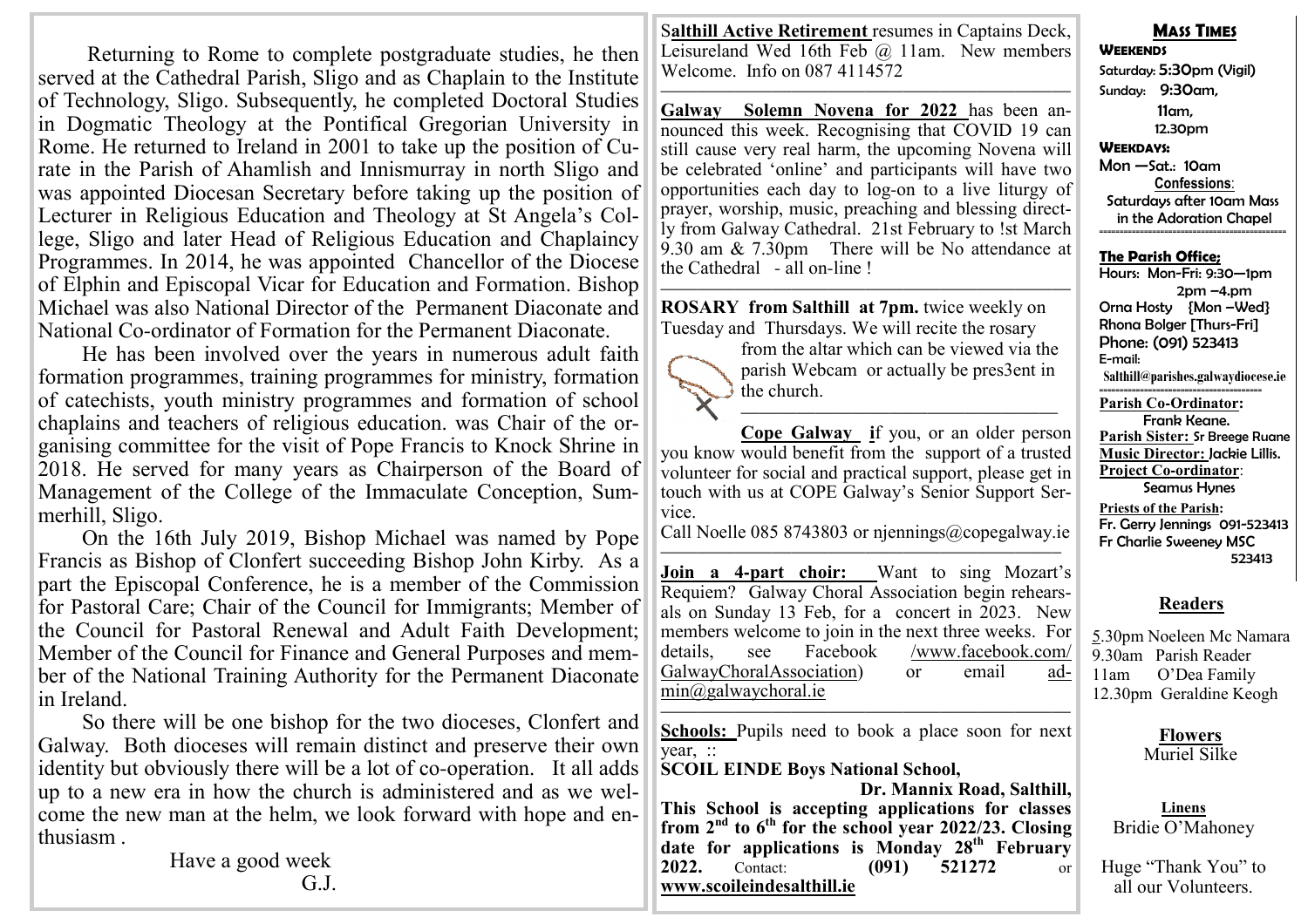Returning to Rome to complete postgraduate studies, he then served at the Cathedral Parish, Sligo and as Chaplain to the Institute of Technology, Sligo. Subsequently, he completed Doctoral Studies in Dogmatic Theology at the Pontifical Gregorian University in Rome. He returned to Ireland in 2001 to take up the position of Curate in the Parish of Ahamlish and Innismurray in north Sligo and was appointed Diocesan Secretary before taking up the position of Lecturer in Religious Education and Theology at St Angela's College, Sligo and later Head of Religious Education and Chaplaincy Programmes. In 2014, he was appointed Chancellor of the Diocese of Elphin and Episcopal Vicar for Education and Formation. Bishop Michael was also National Director of the Permanent Diaconate and National Co-ordinator of Formation for the Permanent Diaconate.

He has been involved over the years in numerous adult faith formation programmes, training programmes for ministry, formation of catechists, youth ministry programmes and formation of school chaplains and teachers of religious education. was Chair of the organising committee for the visit of Pope Francis to Knock Shrine in 2018. He served for many years as Chairperson of the Board of Management of the College of the Immaculate Conception, Summerhill, Sligo.

On the 16th July 2019, Bishop Michael was named by Pope Francis as Bishop of Clonfert succeeding Bishop John Kirby. As a part the Episcopal Conference, he is a member of the Commission for Pastoral Care; Chair of the Council for Immigrants; Member of the Council for Pastoral Renewal and Adult Faith Development; Member of the Council for Finance and General Purposes and member of the National Training Authority for the Permanent Diaconate in Ireland.

So there will be one bishop for the two dioceses, Clonfert and Galway. Both dioceses will remain distinct and preserve their own identity but obviously there will be a lot of co-operation. It all adds up to a new era in how the church is administered and as we welcome the new man at the helm, we look forward with hope and enthusiasm .

Have a good week
G.J.

---

S**althill Active Retirement** resumes in Captains Deck, Leisureland Wed 16th Feb @ 11am. New members Welcome. Info on 087 4114572

---

**Galway Solemn Novena for 2022** has been announced this week. Recognising that COVID 19 can still cause very real harm, the upcoming Novena will be celebrated 'online' and participants will have two opportunities each day to log-on to a live liturgy of prayer, worship, music, preaching and blessing directly from Galway Cathedral. 21st February to !st March 9.30 am & 7.30pm There will be No attendance at the Cathedral - all on-line !

---

**ROSARY from Salthill at 7pm.** twice weekly on Tuesday and Thursdays. We will recite the rosary from the altar which can be viewed via the parish Webcam or actually be pres3ent in the church.

---

**Cope Galway i**f you, or an older person you know would benefit from the support of a trusted volunteer for social and practical support, please get in touch with us at COPE Galway's Senior Support Service.

Call Noelle 085 8743803 or njennings@copegalway.ie

---

**Join a 4-part choir:** Want to sing Mozart's Requiem? Galway Choral Association begin rehearsals on Sunday 13 Feb, for a concert in 2023. New members welcome to join in the next three weeks. For details, see Facebook /www.facebook.com/GalwayChoralAssociation) or email admin@galwaychoral.ie

---

**Schools:** Pupils need to book a place soon for next year, ::

**SCOIL EINDE Boys National School,**

**Dr. Mannix Road, Salthill,**

**This School is accepting applications for classes from 2nd to 6th for the school year 2022/23. Closing date for applications is Monday 28th February 2022.** Contact: **(091) 521272** or **www.scoileindesalthill.ie**

---

## MASS TIMES

**WEEKENDS**

Saturday: **5:30pm (Vigil)**

Sunday: **9:30am, 11am, 12.30pm**

**WEEKDAYS:**

Mon —Sat.: 10am

Confessions:
Saturdays after 10am Mass in the Adoration Chapel

---

**The Parish Office;**

Hours: Mon-Fri: 9:30—1pm
2pm –4.pm

Orna Hosty {Mon –Wed}
Rhona Bolger [Thurs-Fri]
Phone: (091) 523413
E-mail:
Salthill@parishes.galwaydiocese.ie

**Parish Co-Ordinator:**
Frank Keane.

**Parish Sister:** Sr Breege Ruane
**Music Director:** Jackie Lillis.
**Project Co-ordinator**:
Seamus Hynes

**Priests of the Parish:**
Fr. Gerry Jennings 091-523413
Fr Charlie Sweeney MSC
523413

## Readers

5.30pm Noeleen Mc Namara
9.30am Parish Reader
11am O'Dea Family
12.30pm Geraldine Keogh

**Flowers**
Muriel Silke

**Linens**
Bridie O'Mahoney

Huge "Thank You" to all our Volunteers.